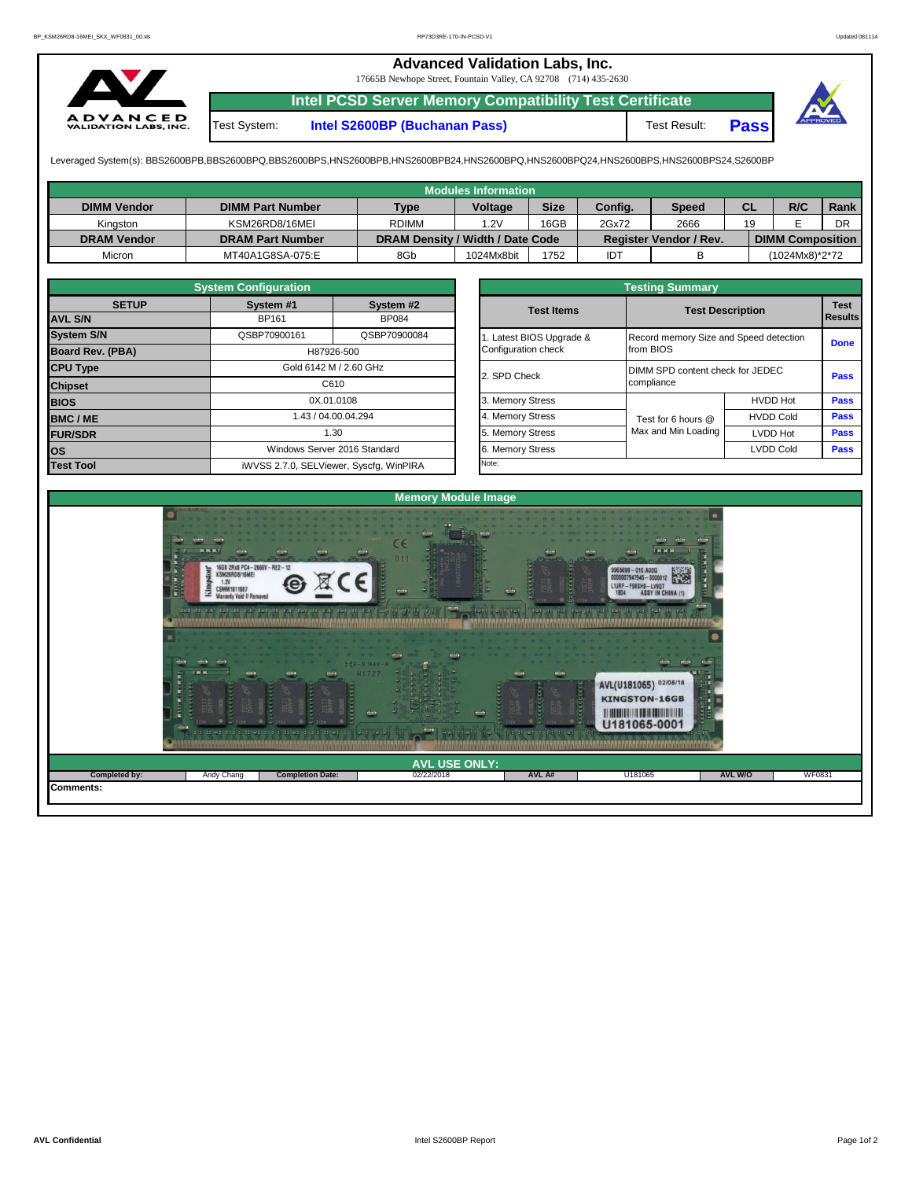# Advanced Validation Labs, Inc.

17665B Newhope Street, Fountain Valley, CA 92708 (714) 435-2630

## Intel PCSD Server Memory Compatibility Test Certificate

Test System: **Intel S2600BP (Buchanan Pass)** Test Result: **Pass**

Leveraged System(s): BBS2600BPB,BBS2600BPQ,BBS2600BPS,HNS2600BPB,HNS2600BPB24,HNS2600BPQ,HNS2600BPQ24,HNS2600BPS,HNS2600BPS24,S2600BP

### Modules Information

| DIMM Vendor | DIMM Part Number | Type | Voltage | Size | Config. | Speed | CL | R/C | Rank |
|---|---|---|---|---|---|---|---|---|---|
| Kingston | KSM26RD8/16MEI | RDIMM | 1.2V | 16GB | 2Gx72 | 2666 | 19 | E | DR |
| **DRAM Vendor** | **DRAM Part Number** | **DRAM Density / Width / Date Code** | | | **Register Vendor / Rev.** | | **DIMM Composition** | | |
| Micron | MT40A1G8SA-075:E | 8Gb | 1024Mx8bit | 1752 | IDT | B | (1024Mx8)*2*72 | | |

### System Configuration

| SETUP | System #1 | System #2 |
|---|---|---|
| AVL S/N | BP161 | BP084 |
| System S/N | QSBP70900161 | QSBP70900084 |
| Board Rev. (PBA) | H87926-500 | |
| CPU Type | Gold 6142 M / 2.60 GHz | |
| Chipset | C610 | |
| BIOS | 0X.01.0108 | |
| BMC / ME | 1.43 / 04.00.04.294 | |
| FUR/SDR | 1.30 | |
| OS | Windows Server 2016 Standard | |
| Test Tool | iWVSS 2.7.0, SELViewer, Syscfg, WinPIRA | |

### Testing Summary

| Test Items | Test Description | | Test Results |
|---|---|---|---|
| 1. Latest BIOS Upgrade & Configuration check | Record memory Size and Speed detection from BIOS | | Done |
| 2. SPD Check | DIMM SPD content check for JEDEC compliance | | Pass |
| 3. Memory Stress | Test for 6 hours @ Max and Min Loading | HVDD Hot | Pass |
| 4. Memory Stress | | HVDD Cold | Pass |
| 5. Memory Stress | | LVDD Hot | Pass |
| 6. Memory Stress | | LVDD Cold | Pass |
| Note: | | | |

### Memory Module Image

### AVL USE ONLY:

| Completed by: | Andy Chang | Completion Date: | 02/22/2018 | AVL A# | U181065 | AVL W/O | WF0831 |
|---|---|---|---|---|---|---|---|

**Comments:**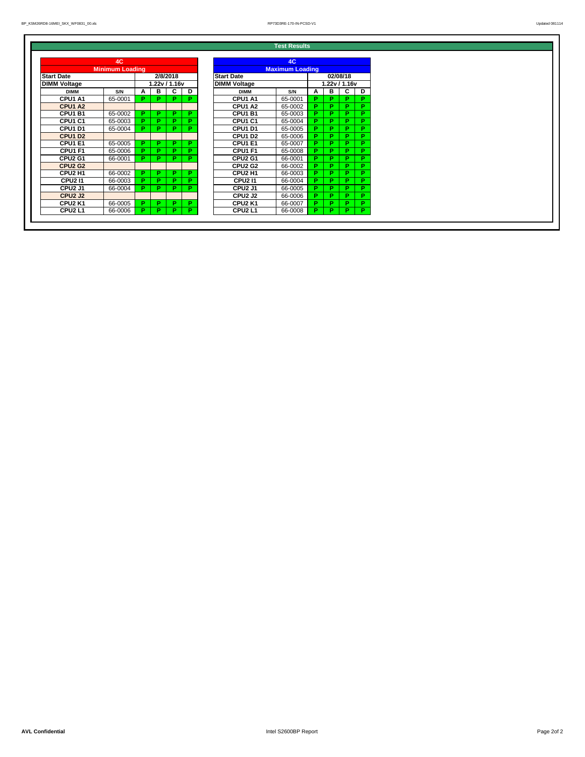## Test Results

| 4C Minimum Loading | | | | | |
|---|---|---|---|---|---|
| Start Date | | 2/8/2018 | | | |
| DIMM Voltage | | 1.22v / 1.16v | | | |
| DIMM | S/N | A | B | C | D |
| CPU1 A1 | 65-0001 | P | P | P | P |
| CPU1 A2 | | | | | |
| CPU1 B1 | 65-0002 | P | P | P | P |
| CPU1 C1 | 65-0003 | P | P | P | P |
| CPU1 D1 | 65-0004 | P | P | P | P |
| CPU1 D2 | | | | | |
| CPU1 E1 | 65-0005 | P | P | P | P |
| CPU1 F1 | 65-0006 | P | P | P | P |
| CPU2 G1 | 66-0001 | P | P | P | P |
| CPU2 G2 | | | | | |
| CPU2 H1 | 66-0002 | P | P | P | P |
| CPU2 I1 | 66-0003 | P | P | P | P |
| CPU2 J1 | 66-0004 | P | P | P | P |
| CPU2 J2 | | | | | |
| CPU2 K1 | 66-0005 | P | P | P | P |
| CPU2 L1 | 66-0006 | P | P | P | P |

| 4C Maximum Loading | | | | | |
|---|---|---|---|---|---|
| Start Date | | 02/08/18 | | | |
| DIMM Voltage | | 1.22v / 1.16v | | | |
| DIMM | S/N | A | B | C | D |
| CPU1 A1 | 65-0001 | P | P | P | P |
| CPU1 A2 | 65-0002 | P | P | P | P |
| CPU1 B1 | 65-0003 | P | P | P | P |
| CPU1 C1 | 65-0004 | P | P | P | P |
| CPU1 D1 | 65-0005 | P | P | P | P |
| CPU1 D2 | 65-0006 | P | P | P | P |
| CPU1 E1 | 65-0007 | P | P | P | P |
| CPU1 F1 | 65-0008 | P | P | P | P |
| CPU2 G1 | 66-0001 | P | P | P | P |
| CPU2 G2 | 66-0002 | P | P | P | P |
| CPU2 H1 | 66-0003 | P | P | P | P |
| CPU2 I1 | 66-0004 | P | P | P | P |
| CPU2 J1 | 66-0005 | P | P | P | P |
| CPU2 J2 | 66-0006 | P | P | P | P |
| CPU2 K1 | 66-0007 | P | P | P | P |
| CPU2 L1 | 66-0008 | P | P | P | P |